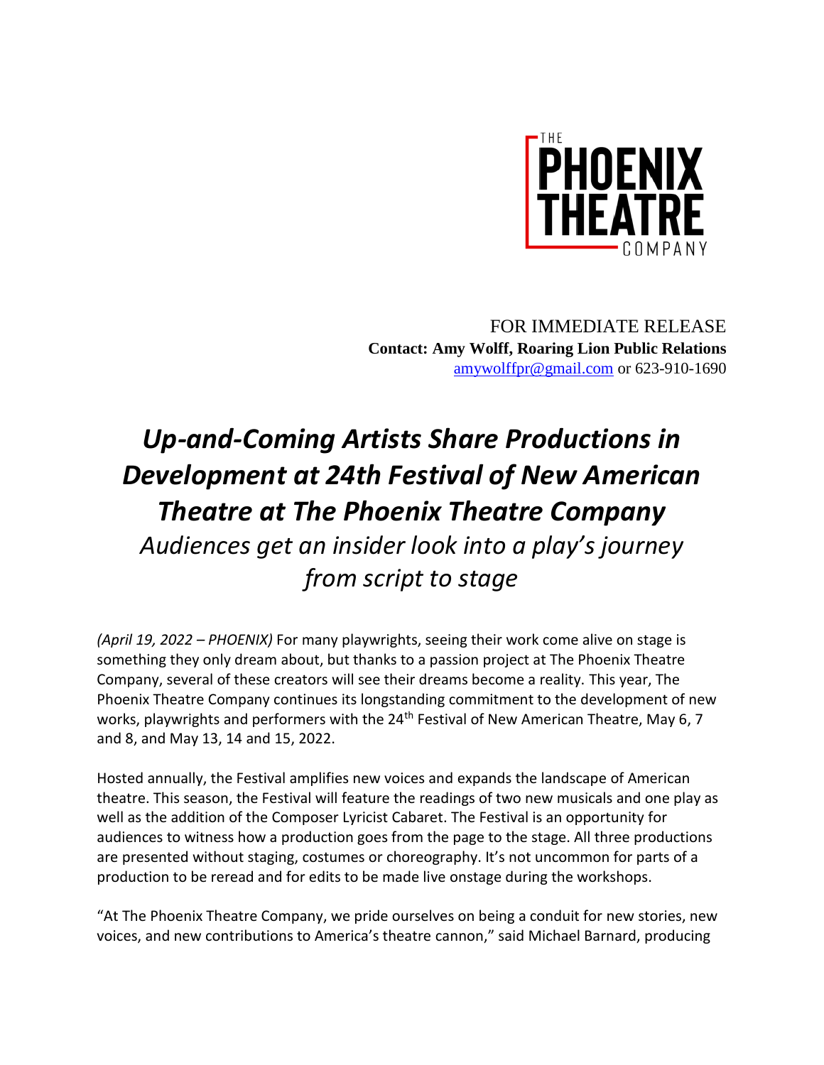THE PHOENIX THEATRE COMPANY

FOR IMMEDIATE RELEASE
**Contact: Amy Wolff, Roaring Lion Public Relations**
amywolffpr@gmail.com or 623-910-1690

# *Up-and-Coming Artists Share Productions in Development at 24th Festival of New American Theatre at The Phoenix Theatre Company*

*Audiences get an insider look into a play's journey from script to stage*

*(April 19, 2022 – PHOENIX)* For many playwrights, seeing their work come alive on stage is something they only dream about, but thanks to a passion project at The Phoenix Theatre Company, several of these creators will see their dreams become a reality. This year, The Phoenix Theatre Company continues its longstanding commitment to the development of new works, playwrights and performers with the 24th Festival of New American Theatre, May 6, 7 and 8, and May 13, 14 and 15, 2022.

Hosted annually, the Festival amplifies new voices and expands the landscape of American theatre. This season, the Festival will feature the readings of two new musicals and one play as well as the addition of the Composer Lyricist Cabaret. The Festival is an opportunity for audiences to witness how a production goes from the page to the stage. All three productions are presented without staging, costumes or choreography. It's not uncommon for parts of a production to be reread and for edits to be made live onstage during the workshops.

"At The Phoenix Theatre Company, we pride ourselves on being a conduit for new stories, new voices, and new contributions to America's theatre cannon," said Michael Barnard, producing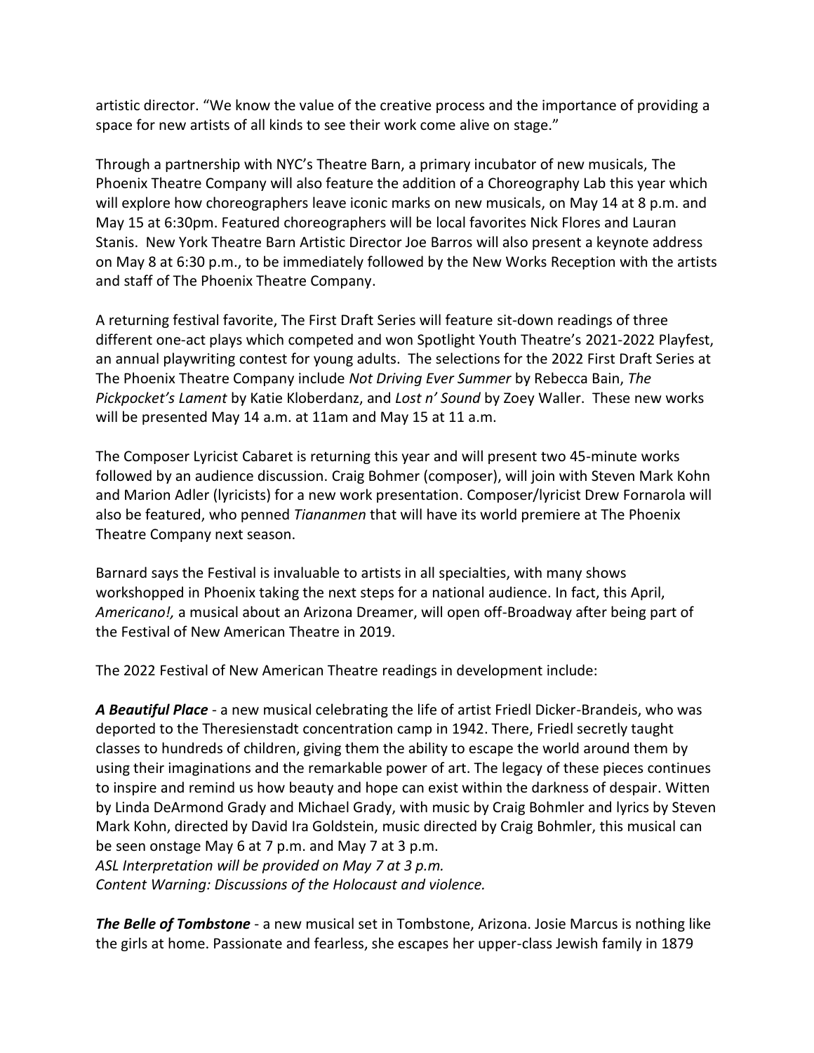artistic director. "We know the value of the creative process and the importance of providing a space for new artists of all kinds to see their work come alive on stage."

Through a partnership with NYC's Theatre Barn, a primary incubator of new musicals, The Phoenix Theatre Company will also feature the addition of a Choreography Lab this year which will explore how choreographers leave iconic marks on new musicals, on May 14 at 8 p.m. and May 15 at 6:30pm. Featured choreographers will be local favorites Nick Flores and Lauran Stanis. New York Theatre Barn Artistic Director Joe Barros will also present a keynote address on May 8 at 6:30 p.m., to be immediately followed by the New Works Reception with the artists and staff of The Phoenix Theatre Company.

A returning festival favorite, The First Draft Series will feature sit-down readings of three different one-act plays which competed and won Spotlight Youth Theatre's 2021-2022 Playfest, an annual playwriting contest for young adults. The selections for the 2022 First Draft Series at The Phoenix Theatre Company include *Not Driving Ever Summer* by Rebecca Bain, *The Pickpocket's Lament* by Katie Kloberdanz, and *Lost n' Sound* by Zoey Waller. These new works will be presented May 14 a.m. at 11am and May 15 at 11 a.m.

The Composer Lyricist Cabaret is returning this year and will present two 45-minute works followed by an audience discussion. Craig Bohmer (composer), will join with Steven Mark Kohn and Marion Adler (lyricists) for a new work presentation. Composer/lyricist Drew Fornarola will also be featured, who penned *Tiananmen* that will have its world premiere at The Phoenix Theatre Company next season.

Barnard says the Festival is invaluable to artists in all specialties, with many shows workshopped in Phoenix taking the next steps for a national audience. In fact, this April, *Americano!,* a musical about an Arizona Dreamer, will open off-Broadway after being part of the Festival of New American Theatre in 2019.

The 2022 Festival of New American Theatre readings in development include:

***A Beautiful Place*** - a new musical celebrating the life of artist Friedl Dicker-Brandeis, who was deported to the Theresienstadt concentration camp in 1942. There, Friedl secretly taught classes to hundreds of children, giving them the ability to escape the world around them by using their imaginations and the remarkable power of art. The legacy of these pieces continues to inspire and remind us how beauty and hope can exist within the darkness of despair. Witten by Linda DeArmond Grady and Michael Grady, with music by Craig Bohmler and lyrics by Steven Mark Kohn, directed by David Ira Goldstein, music directed by Craig Bohmler, this musical can be seen onstage May 6 at 7 p.m. and May 7 at 3 p.m.
*ASL Interpretation will be provided on May 7 at 3 p.m.*
*Content Warning: Discussions of the Holocaust and violence.*

***The Belle of Tombstone*** - a new musical set in Tombstone, Arizona. Josie Marcus is nothing like the girls at home. Passionate and fearless, she escapes her upper-class Jewish family in 1879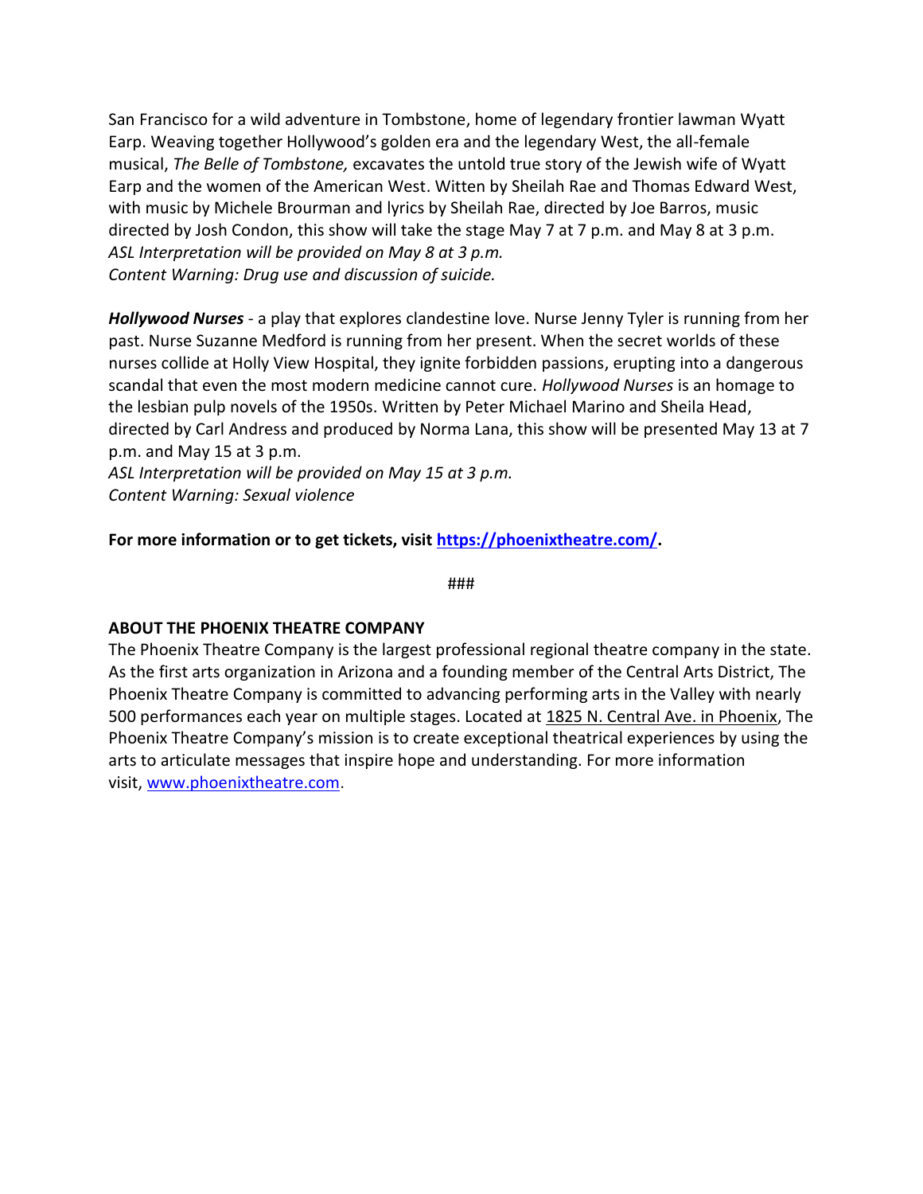San Francisco for a wild adventure in Tombstone, home of legendary frontier lawman Wyatt Earp. Weaving together Hollywood's golden era and the legendary West, the all-female musical, *The Belle of Tombstone,* excavates the untold true story of the Jewish wife of Wyatt Earp and the women of the American West. Written by Sheilah Rae and Thomas Edward West, with music by Michele Brourman and lyrics by Sheilah Rae, directed by Joe Barros, music directed by Josh Condon, this show will take the stage May 7 at 7 p.m. and May 8 at 3 p.m.
*ASL Interpretation will be provided on May 8 at 3 p.m.*
*Content Warning: Drug use and discussion of suicide.*

***Hollywood Nurses*** - a play that explores clandestine love. Nurse Jenny Tyler is running from her past. Nurse Suzanne Medford is running from her present. When the secret worlds of these nurses collide at Holly View Hospital, they ignite forbidden passions, erupting into a dangerous scandal that even the most modern medicine cannot cure. *Hollywood Nurses* is an homage to the lesbian pulp novels of the 1950s. Written by Peter Michael Marino and Sheila Head, directed by Carl Andress and produced by Norma Lana, this show will be presented May 13 at 7 p.m. and May 15 at 3 p.m.
*ASL Interpretation will be provided on May 15 at 3 p.m.*
*Content Warning: Sexual violence*

**For more information or to get tickets, visit [https://phoenixtheatre.com/](https://phoenixtheatre.com/).**

###

**ABOUT THE PHOENIX THEATRE COMPANY**
The Phoenix Theatre Company is the largest professional regional theatre company in the state. As the first arts organization in Arizona and a founding member of the Central Arts District, The Phoenix Theatre Company is committed to advancing performing arts in the Valley with nearly 500 performances each year on multiple stages. Located at 1825 N. Central Ave. in Phoenix, The Phoenix Theatre Company's mission is to create exceptional theatrical experiences by using the arts to articulate messages that inspire hope and understanding. For more information visit, [www.phoenixtheatre.com](http://www.phoenixtheatre.com).